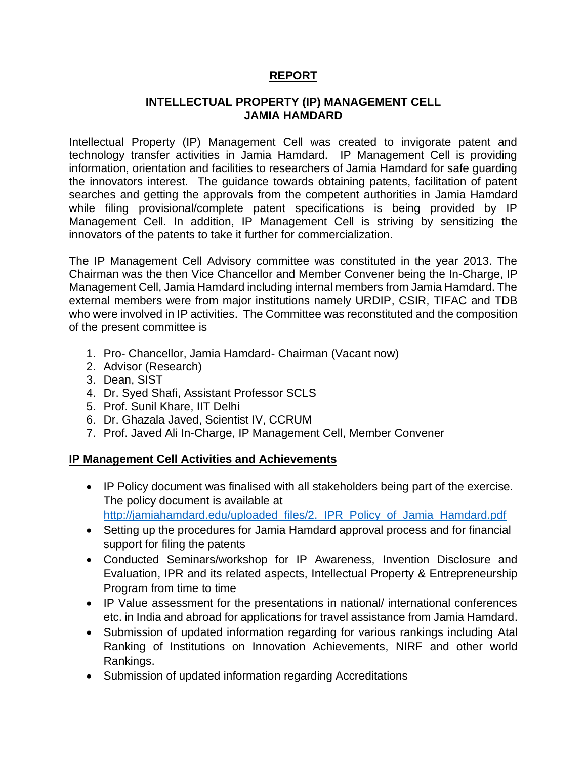# REPORT

## INTELLECTUAL PROPERTY (IP) MANAGEMENT CELL JAMIA HAMDARD

Intellectual Property (IP) Management Cell was created to invigorate patent and technology transfer activities in Jamia Hamdard. IP Management Cell is providing information, orientation and facilities to researchers of Jamia Hamdard for safe guarding the innovators interest. The guidance towards obtaining patents, facilitation of patent searches and getting the approvals from the competent authorities in Jamia Hamdard while filing provisional/complete patent specifications is being provided by IP Management Cell. In addition, IP Management Cell is striving by sensitizing the innovators of the patents to take it further for commercialization.

The IP Management Cell Advisory committee was constituted in the year 2013. The Chairman was the then Vice Chancellor and Member Convener being the In-Charge, IP Management Cell, Jamia Hamdard including internal members from Jamia Hamdard. The external members were from major institutions namely URDIP, CSIR, TIFAC and TDB who were involved in IP activities. The Committee was reconstituted and the composition of the present committee is

1. Pro- Chancellor, Jamia Hamdard- Chairman (Vacant now)
2. Advisor (Research)
3. Dean, SIST
4. Dr. Syed Shafi, Assistant Professor SCLS
5. Prof. Sunil Khare, IIT Delhi
6. Dr. Ghazala Javed, Scientist IV, CCRUM
7. Prof. Javed Ali In-Charge, IP Management Cell, Member Convener

### IP Management Cell Activities and Achievements

- IP Policy document was finalised with all stakeholders being part of the exercise. The policy document is available at http://jamiahamdard.edu/uploaded_files/2._IPR_Policy_of_Jamia_Hamdard.pdf
- Setting up the procedures for Jamia Hamdard approval process and for financial support for filing the patents
- Conducted Seminars/workshop for IP Awareness, Invention Disclosure and Evaluation, IPR and its related aspects, Intellectual Property & Entrepreneurship Program from time to time
- IP Value assessment for the presentations in national/ international conferences etc. in India and abroad for applications for travel assistance from Jamia Hamdard.
- Submission of updated information regarding for various rankings including Atal Ranking of Institutions on Innovation Achievements, NIRF and other world Rankings.
- Submission of updated information regarding Accreditations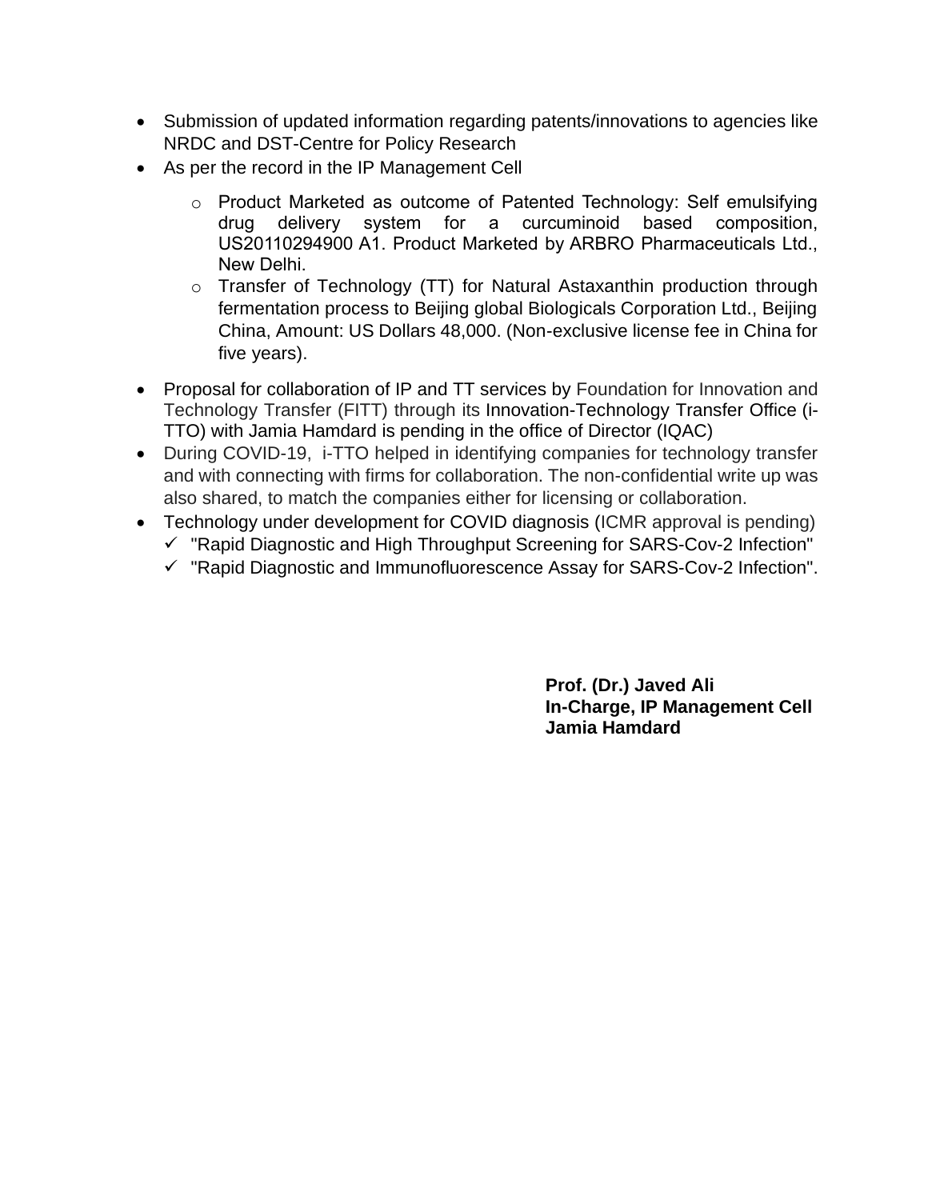- Submission of updated information regarding patents/innovations to agencies like NRDC and DST-Centre for Policy Research
- As per the record in the IP Management Cell
  - Product Marketed as outcome of Patented Technology: Self emulsifying drug delivery system for a curcuminoid based composition, US20110294900 A1. Product Marketed by ARBRO Pharmaceuticals Ltd., New Delhi.
  - Transfer of Technology (TT) for Natural Astaxanthin production through fermentation process to Beijing global Biologicals Corporation Ltd., Beijing China, Amount: US Dollars 48,000. (Non-exclusive license fee in China for five years).
- Proposal for collaboration of IP and TT services by Foundation for Innovation and Technology Transfer (FITT) through its Innovation-Technology Transfer Office (i-TTO) with Jamia Hamdard is pending in the office of Director (IQAC)
- During COVID-19, i-TTO helped in identifying companies for technology transfer and with connecting with firms for collaboration. The non-confidential write up was also shared, to match the companies either for licensing or collaboration.
- Technology under development for COVID diagnosis (ICMR approval is pending)
  - ✓ "Rapid Diagnostic and High Throughput Screening for SARS-Cov-2 Infection"
  - ✓ "Rapid Diagnostic and Immunofluorescence Assay for SARS-Cov-2 Infection".

**Prof. (Dr.) Javed Ali**
**In-Charge, IP Management Cell**
**Jamia Hamdard**